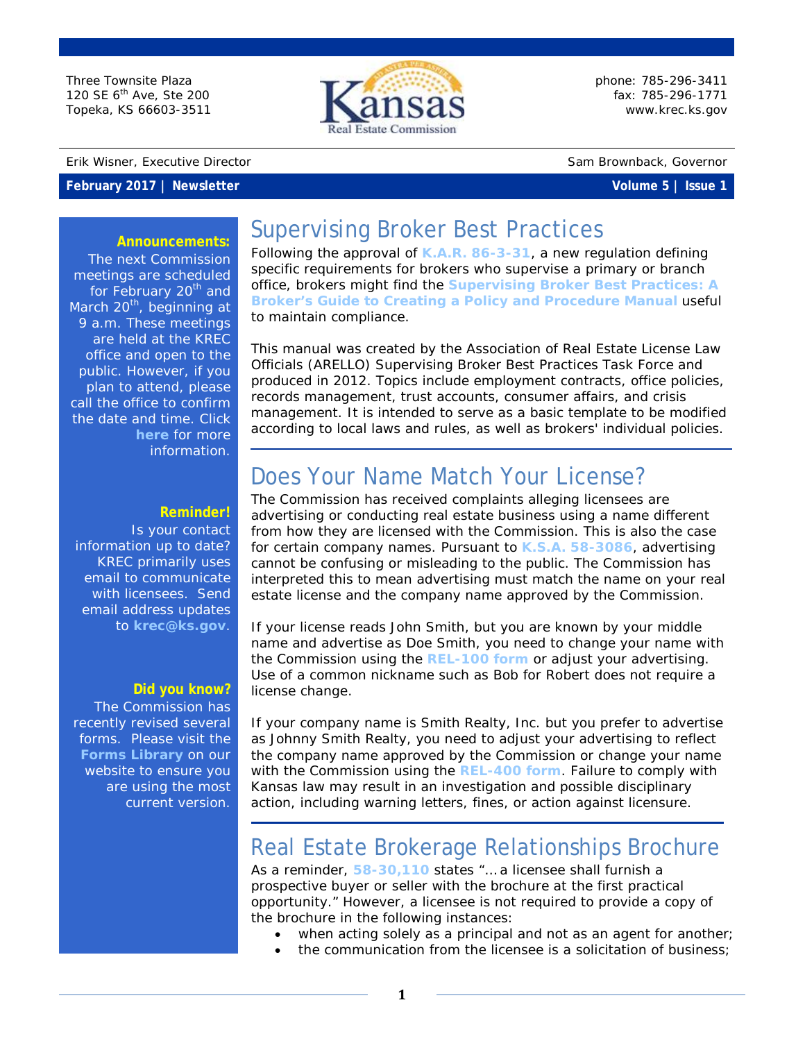Three Townsite Plaza
120 SE 6th Ave, Ste 200
Topeka, KS 66603-3511

Kansas Real Estate Commission

phone: 785-296-3411
fax: 785-296-1771
www.krec.ks.gov

Erik Wisner, Executive Director | Sam Brownback, Governor

**February 2017 | Newsletter** | **Volume 5 | Issue 1**

**Announcements:**
The next Commission meetings are scheduled for February 20th and March 20th, beginning at 9 a.m. These meetings are held at the KREC office and open to the public. However, if you plan to attend, please call the office to confirm the date and time. Click **here** for more information.

**Reminder!**
Is your contact information up to date? KREC primarily uses email to communicate with licensees. Send email address updates to **krec@ks.gov**.

**Did you know?**
The Commission has recently revised several forms. Please visit the **Forms Library** on our website to ensure you are using the most current version.

# Supervising Broker Best Practices

Following the approval of **K.A.R. 86-3-31**, a new regulation defining specific requirements for brokers who supervise a primary or branch office, brokers might find the **Supervising Broker Best Practices: A Broker's Guide to Creating a Policy and Procedure Manual** useful to maintain compliance.

This manual was created by the Association of Real Estate License Law Officials (ARELLO) Supervising Broker Best Practices Task Force and produced in 2012. Topics include employment contracts, office policies, records management, trust accounts, consumer affairs, and crisis management. It is intended to serve as a basic template to be modified according to local laws and rules, as well as brokers' individual policies.

# Does Your Name Match Your License?

The Commission has received complaints alleging licensees are advertising or conducting real estate business using a name different from how they are licensed with the Commission. This is also the case for certain company names. Pursuant to **K.S.A. 58-3086**, advertising cannot be confusing or misleading to the public. The Commission has interpreted this to mean advertising must match the name on your real estate license and the company name approved by the Commission.

If your license reads John Smith, but you are known by your middle name and advertise as Doe Smith, you need to change your name with the Commission using the **REL-100 form** or adjust your advertising. Use of a common nickname such as Bob for Robert does not require a license change.

If your company name is Smith Realty, Inc. but you prefer to advertise as Johnny Smith Realty, you need to adjust your advertising to reflect the company name approved by the Commission or change your name with the Commission using the **REL-400 form**. Failure to comply with Kansas law may result in an investigation and possible disciplinary action, including warning letters, fines, or action against licensure.

# Real Estate Brokerage Relationships Brochure

As a reminder, **58-30,110** states "... a licensee shall furnish a prospective buyer or seller with the brochure at the first practical opportunity." However, a licensee is not required to provide a copy of the brochure in the following instances:

- when acting solely as a principal and not as an agent for another;
- the communication from the licensee is a solicitation of business;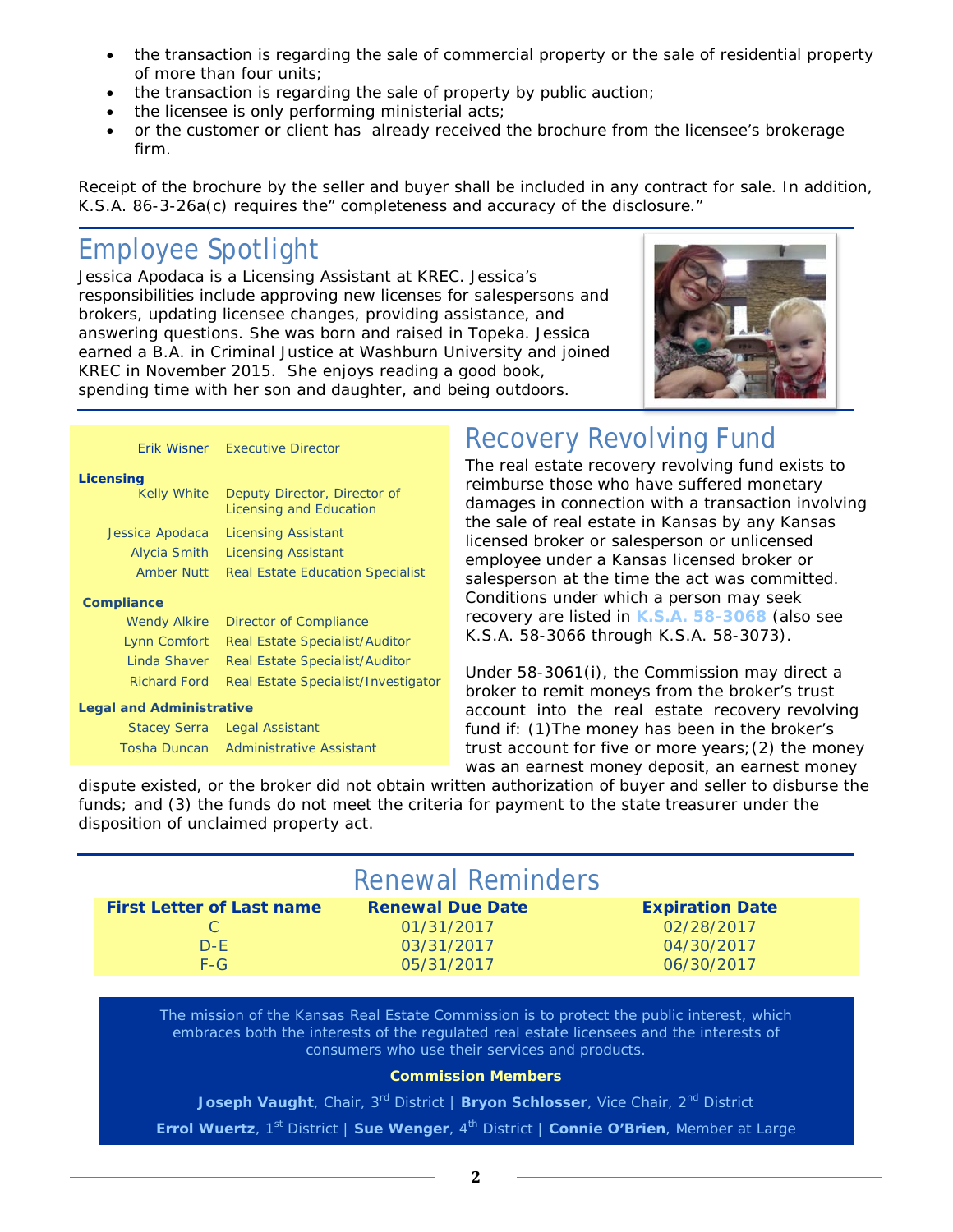- the transaction is regarding the sale of commercial property or the sale of residential property of more than four units;
- the transaction is regarding the sale of property by public auction;
- the licensee is only performing ministerial acts;
- or the customer or client has already received the brochure from the licensee's brokerage firm.

Receipt of the brochure by the seller and buyer shall be included in any contract for sale. In addition, K.S.A. 86-3-26a(c) requires the" completeness and accuracy of the disclosure."

## Employee Spotlight

Jessica Apodaca is a Licensing Assistant at KREC. Jessica's responsibilities include approving new licenses for salespersons and brokers, updating licensee changes, providing assistance, and answering questions. She was born and raised in Topeka. Jessica earned a B.A. in Criminal Justice at Washburn University and joined KREC in November 2015. She enjoys reading a good book, spending time with her son and daughter, and being outdoors.

| | |
|---|---|
| Erik Wisner | Executive Director |
| **Licensing** | |
| Kelly White | Deputy Director, Director of Licensing and Education |
| Jessica Apodaca | Licensing Assistant |
| Alycia Smith | Licensing Assistant |
| Amber Nutt | Real Estate Education Specialist |
| **Compliance** | |
| Wendy Alkire | Director of Compliance |
| Lynn Comfort | Real Estate Specialist/Auditor |
| Linda Shaver | Real Estate Specialist/Auditor |
| Richard Ford | Real Estate Specialist/Investigator |
| **Legal and Administrative** | |
| Stacey Serra | Legal Assistant |
| Tosha Duncan | Administrative Assistant |

## Recovery Revolving Fund

The real estate recovery revolving fund exists to reimburse those who have suffered monetary damages in connection with a transaction involving the sale of real estate in Kansas by any Kansas licensed broker or salesperson or unlicensed employee under a Kansas licensed broker or salesperson at the time the act was committed. Conditions under which a person may seek recovery are listed in **K.S.A. 58-3068** (also see K.S.A. 58-3066 through K.S.A. 58-3073).

Under 58-3061(i), the Commission may direct a broker to remit moneys from the broker's trust account into the real estate recovery revolving fund if: (1)The money has been in the broker's trust account for five or more years;(2) the money was an earnest money deposit, an earnest money dispute existed, or the broker did not obtain written authorization of buyer and seller to disburse the funds; and (3) the funds do not meet the criteria for payment to the state treasurer under the disposition of unclaimed property act.

## Renewal Reminders

| First Letter of Last name | Renewal Due Date | Expiration Date |
|---|---|---|
| C | 01/31/2017 | 02/28/2017 |
| D-E | 03/31/2017 | 04/30/2017 |
| F-G | 05/31/2017 | 06/30/2017 |

The mission of the Kansas Real Estate Commission is to protect the public interest, which embraces both the interests of the regulated real estate licensees and the interests of consumers who use their services and products.

**Commission Members**

**Joseph Vaught**, Chair, 3rd District | **Bryon Schlosser**, Vice Chair, 2nd District

**Errol Wuertz**, 1st District | **Sue Wenger**, 4th District | **Connie O'Brien**, Member at Large